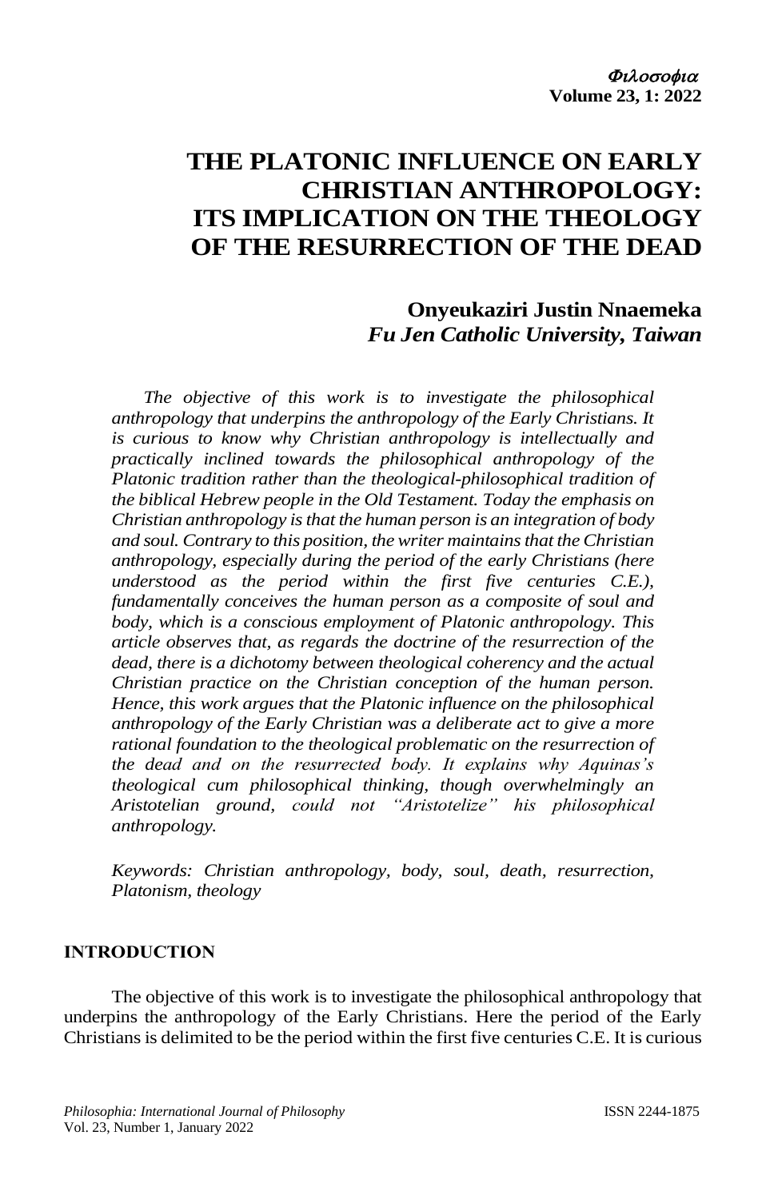# THE PLATONIC INFLUENCE ON EARLY CHRISTIAN ANTHROPOLOGY: ITS IMPLICATION ON THE THEOLOGY OF THE RESURRECTION OF THE DEAD

**Onyeukaziri Justin Nnaemeka**
***Fu Jen Catholic University, Taiwan***

*The objective of this work is to investigate the philosophical anthropology that underpins the anthropology of the Early Christians. It is curious to know why Christian anthropology is intellectually and practically inclined towards the philosophical anthropology of the Platonic tradition rather than the theological-philosophical tradition of the biblical Hebrew people in the Old Testament. Today the emphasis on Christian anthropology is that the human person is an integration of body and soul. Contrary to this position, the writer maintains that the Christian anthropology, especially during the period of the early Christians (here understood as the period within the first five centuries C.E.), fundamentally conceives the human person as a composite of soul and body, which is a conscious employment of Platonic anthropology. This article observes that, as regards the doctrine of the resurrection of the dead, there is a dichotomy between theological coherency and the actual Christian practice on the Christian conception of the human person. Hence, this work argues that the Platonic influence on the philosophical anthropology of the Early Christian was a deliberate act to give a more rational foundation to the theological problematic on the resurrection of the dead and on the resurrected body. It explains why Aquinas's theological cum philosophical thinking, though overwhelmingly an Aristotelian ground, could not "Aristotelize" his philosophical anthropology.*

*Keywords: Christian anthropology, body, soul, death, resurrection, Platonism, theology*

## INTRODUCTION

The objective of this work is to investigate the philosophical anthropology that underpins the anthropology of the Early Christians. Here the period of the Early Christians is delimited to be the period within the first five centuries C.E. It is curious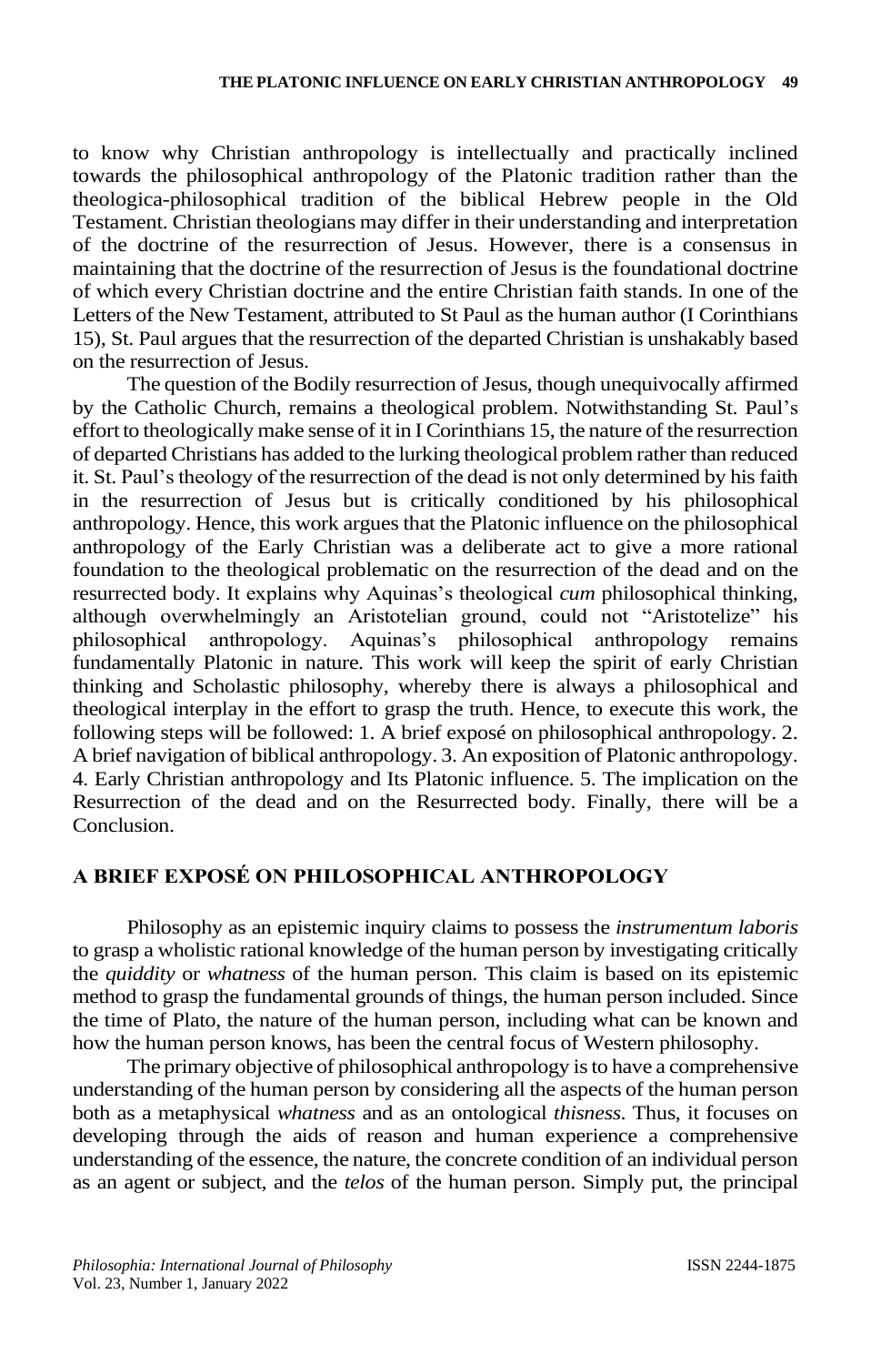to know why Christian anthropology is intellectually and practically inclined towards the philosophical anthropology of the Platonic tradition rather than the theologica-philosophical tradition of the biblical Hebrew people in the Old Testament. Christian theologians may differ in their understanding and interpretation of the doctrine of the resurrection of Jesus. However, there is a consensus in maintaining that the doctrine of the resurrection of Jesus is the foundational doctrine of which every Christian doctrine and the entire Christian faith stands. In one of the Letters of the New Testament, attributed to St Paul as the human author (I Corinthians 15), St. Paul argues that the resurrection of the departed Christian is unshakably based on the resurrection of Jesus.

The question of the Bodily resurrection of Jesus, though unequivocally affirmed by the Catholic Church, remains a theological problem. Notwithstanding St. Paul's effort to theologically make sense of it in I Corinthians 15, the nature of the resurrection of departed Christians has added to the lurking theological problem rather than reduced it. St. Paul's theology of the resurrection of the dead is not only determined by his faith in the resurrection of Jesus but is critically conditioned by his philosophical anthropology. Hence, this work argues that the Platonic influence on the philosophical anthropology of the Early Christian was a deliberate act to give a more rational foundation to the theological problematic on the resurrection of the dead and on the resurrected body. It explains why Aquinas's theological *cum* philosophical thinking, although overwhelmingly an Aristotelian ground, could not "Aristotelize" his philosophical anthropology. Aquinas's philosophical anthropology remains fundamentally Platonic in nature. This work will keep the spirit of early Christian thinking and Scholastic philosophy, whereby there is always a philosophical and theological interplay in the effort to grasp the truth. Hence, to execute this work, the following steps will be followed: 1. A brief exposé on philosophical anthropology. 2. A brief navigation of biblical anthropology. 3. An exposition of Platonic anthropology. 4. Early Christian anthropology and Its Platonic influence. 5. The implication on the Resurrection of the dead and on the Resurrected body. Finally, there will be a Conclusion.

## A BRIEF EXPOSÉ ON PHILOSOPHICAL ANTHROPOLOGY

Philosophy as an epistemic inquiry claims to possess the *instrumentum laboris* to grasp a wholistic rational knowledge of the human person by investigating critically the *quiddity* or *whatness* of the human person. This claim is based on its epistemic method to grasp the fundamental grounds of things, the human person included. Since the time of Plato, the nature of the human person, including what can be known and how the human person knows, has been the central focus of Western philosophy.

The primary objective of philosophical anthropology is to have a comprehensive understanding of the human person by considering all the aspects of the human person both as a metaphysical *whatness* and as an ontological *thisness*. Thus, it focuses on developing through the aids of reason and human experience a comprehensive understanding of the essence, the nature, the concrete condition of an individual person as an agent or subject, and the *telos* of the human person. Simply put, the principal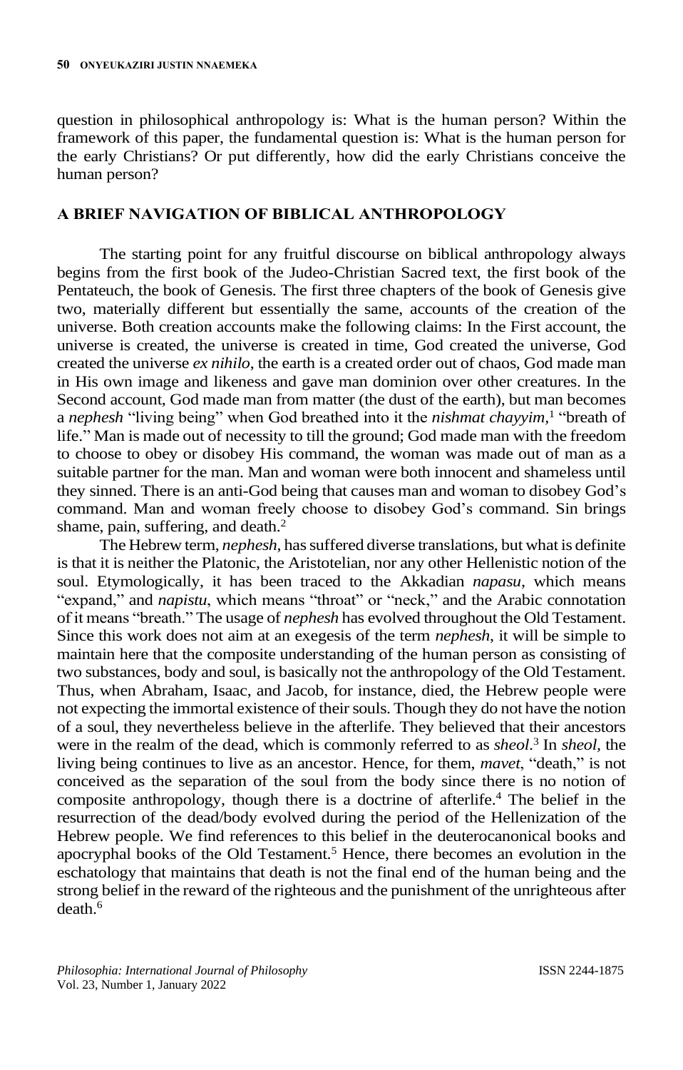question in philosophical anthropology is: What is the human person? Within the framework of this paper, the fundamental question is: What is the human person for the early Christians? Or put differently, how did the early Christians conceive the human person?

## A BRIEF NAVIGATION OF BIBLICAL ANTHROPOLOGY

The starting point for any fruitful discourse on biblical anthropology always begins from the first book of the Judeo-Christian Sacred text, the first book of the Pentateuch, the book of Genesis. The first three chapters of the book of Genesis give two, materially different but essentially the same, accounts of the creation of the universe. Both creation accounts make the following claims: In the First account, the universe is created, the universe is created in time, God created the universe, God created the universe *ex nihilo*, the earth is a created order out of chaos, God made man in His own image and likeness and gave man dominion over other creatures. In the Second account, God made man from matter (the dust of the earth), but man becomes a *nephesh* "living being" when God breathed into it the *nishmat chayyim,*[1] "breath of life." Man is made out of necessity to till the ground; God made man with the freedom to choose to obey or disobey His command, the woman was made out of man as a suitable partner for the man. Man and woman were both innocent and shameless until they sinned. There is an anti-God being that causes man and woman to disobey God's command. Man and woman freely choose to disobey God's command. Sin brings shame, pain, suffering, and death.[2]

The Hebrew term, *nephesh*, has suffered diverse translations, but what is definite is that it is neither the Platonic, the Aristotelian, nor any other Hellenistic notion of the soul. Etymologically, it has been traced to the Akkadian *napasu*, which means "expand," and *napistu*, which means "throat" or "neck," and the Arabic connotation of it means "breath." The usage of *nephesh* has evolved throughout the Old Testament. Since this work does not aim at an exegesis of the term *nephesh*, it will be simple to maintain here that the composite understanding of the human person as consisting of two substances, body and soul, is basically not the anthropology of the Old Testament. Thus, when Abraham, Isaac, and Jacob, for instance, died, the Hebrew people were not expecting the immortal existence of their souls. Though they do not have the notion of a soul, they nevertheless believe in the afterlife. They believed that their ancestors were in the realm of the dead, which is commonly referred to as *sheol*.[3] In *sheol*, the living being continues to live as an ancestor. Hence, for them, *mavet*, "death," is not conceived as the separation of the soul from the body since there is no notion of composite anthropology, though there is a doctrine of afterlife.[4] The belief in the resurrection of the dead/body evolved during the period of the Hellenization of the Hebrew people. We find references to this belief in the deuterocanonical books and apocryphal books of the Old Testament.[5] Hence, there becomes an evolution in the eschatology that maintains that death is not the final end of the human being and the strong belief in the reward of the righteous and the punishment of the unrighteous after death.[6]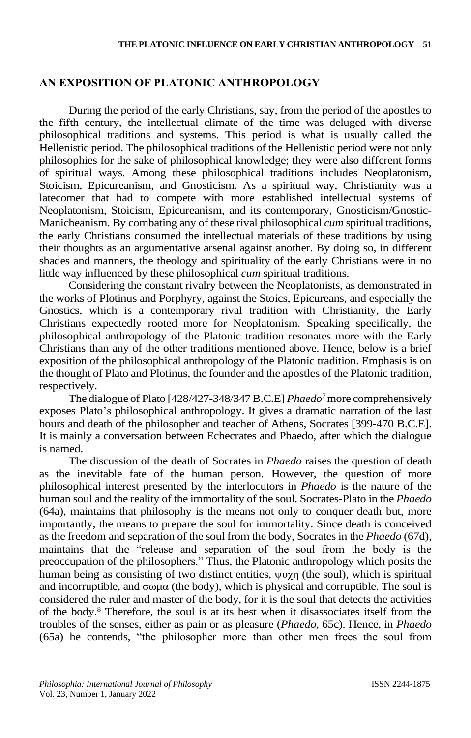## AN EXPOSITION OF PLATONIC ANTHROPOLOGY

During the period of the early Christians, say, from the period of the apostles to the fifth century, the intellectual climate of the time was deluged with diverse philosophical traditions and systems. This period is what is usually called the Hellenistic period. The philosophical traditions of the Hellenistic period were not only philosophies for the sake of philosophical knowledge; they were also different forms of spiritual ways. Among these philosophical traditions includes Neoplatonism, Stoicism, Epicureanism, and Gnosticism. As a spiritual way, Christianity was a latecomer that had to compete with more established intellectual systems of Neoplatonism, Stoicism, Epicureanism, and its contemporary, Gnosticism/Gnostic-Manicheanism. By combating any of these rival philosophical *cum* spiritual traditions, the early Christians consumed the intellectual materials of these traditions by using their thoughts as an argumentative arsenal against another. By doing so, in different shades and manners, the theology and spirituality of the early Christians were in no little way influenced by these philosophical *cum* spiritual traditions.

Considering the constant rivalry between the Neoplatonists, as demonstrated in the works of Plotinus and Porphyry, against the Stoics, Epicureans, and especially the Gnostics, which is a contemporary rival tradition with Christianity, the Early Christians expectedly rooted more for Neoplatonism. Speaking specifically, the philosophical anthropology of the Platonic tradition resonates more with the Early Christians than any of the other traditions mentioned above. Hence, below is a brief exposition of the philosophical anthropology of the Platonic tradition. Emphasis is on the thought of Plato and Plotinus, the founder and the apostles of the Platonic tradition, respectively.

The dialogue of Plato [428/427-348/347 B.C.E] *Phaedo*[7] more comprehensively exposes Plato's philosophical anthropology. It gives a dramatic narration of the last hours and death of the philosopher and teacher of Athens, Socrates [399-470 B.C.E]. It is mainly a conversation between Echecrates and Phaedo, after which the dialogue is named.

The discussion of the death of Socrates in *Phaedo* raises the question of death as the inevitable fate of the human person. However, the question of more philosophical interest presented by the interlocutors in *Phaedo* is the nature of the human soul and the reality of the immortality of the soul. Socrates-Plato in the *Phaedo* (64a), maintains that philosophy is the means not only to conquer death but, more importantly, the means to prepare the soul for immortality. Since death is conceived as the freedom and separation of the soul from the body, Socrates in the *Phaedo* (67d), maintains that the "release and separation of the soul from the body is the preoccupation of the philosophers." Thus, the Platonic anthropology which posits the human being as consisting of two distinct entities, ψυχη (the soul), which is spiritual and incorruptible, and σωμα (the body), which is physical and corruptible. The soul is considered the ruler and master of the body, for it is the soul that detects the activities of the body.[8] Therefore, the soul is at its best when it disassociates itself from the troubles of the senses, either as pain or as pleasure (*Phaedo*, 65c). Hence, in *Phaedo* (65a) he contends, "the philosopher more than other men frees the soul from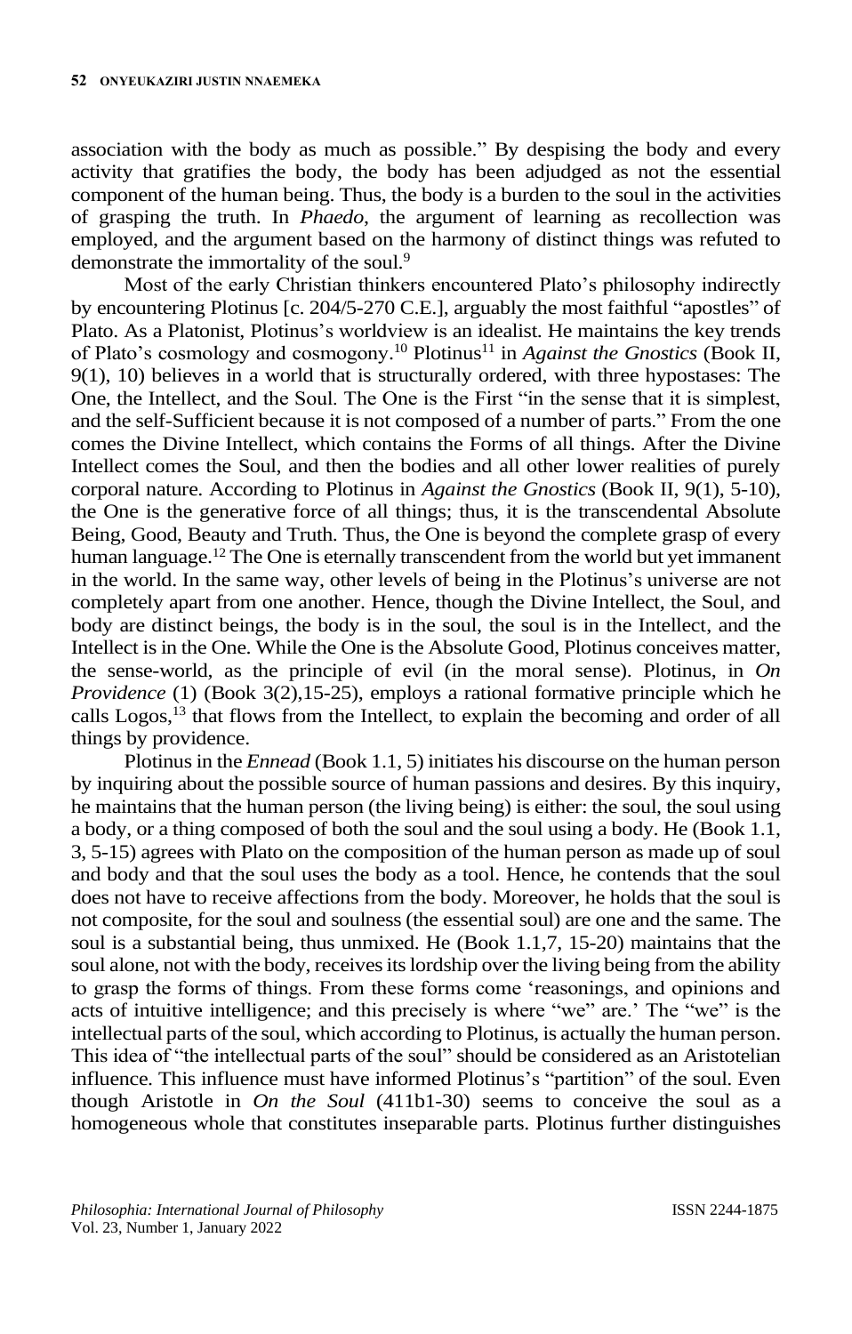association with the body as much as possible." By despising the body and every activity that gratifies the body, the body has been adjudged as not the essential component of the human being. Thus, the body is a burden to the soul in the activities of grasping the truth. In *Phaedo*, the argument of learning as recollection was employed, and the argument based on the harmony of distinct things was refuted to demonstrate the immortality of the soul.[9]

Most of the early Christian thinkers encountered Plato's philosophy indirectly by encountering Plotinus [c. 204/5-270 C.E.], arguably the most faithful "apostles" of Plato. As a Platonist, Plotinus's worldview is an idealist. He maintains the key trends of Plato's cosmology and cosmogony.[10] Plotinus[11] in *Against the Gnostics* (Book II, 9(1), 10) believes in a world that is structurally ordered, with three hypostases: The One, the Intellect, and the Soul. The One is the First "in the sense that it is simplest, and the self-Sufficient because it is not composed of a number of parts." From the one comes the Divine Intellect, which contains the Forms of all things. After the Divine Intellect comes the Soul, and then the bodies and all other lower realities of purely corporal nature. According to Plotinus in *Against the Gnostics* (Book II, 9(1), 5-10), the One is the generative force of all things; thus, it is the transcendental Absolute Being, Good, Beauty and Truth. Thus, the One is beyond the complete grasp of every human language.[12] The One is eternally transcendent from the world but yet immanent in the world. In the same way, other levels of being in the Plotinus's universe are not completely apart from one another. Hence, though the Divine Intellect, the Soul, and body are distinct beings, the body is in the soul, the soul is in the Intellect, and the Intellect is in the One. While the One is the Absolute Good, Plotinus conceives matter, the sense-world, as the principle of evil (in the moral sense). Plotinus, in *On Providence* (1) (Book 3(2),15-25), employs a rational formative principle which he calls Logos,[13] that flows from the Intellect, to explain the becoming and order of all things by providence.

Plotinus in the *Ennead* (Book 1.1, 5) initiates his discourse on the human person by inquiring about the possible source of human passions and desires. By this inquiry, he maintains that the human person (the living being) is either: the soul, the soul using a body, or a thing composed of both the soul and the soul using a body. He (Book 1.1, 3, 5-15) agrees with Plato on the composition of the human person as made up of soul and body and that the soul uses the body as a tool. Hence, he contends that the soul does not have to receive affections from the body. Moreover, he holds that the soul is not composite, for the soul and soulness (the essential soul) are one and the same. The soul is a substantial being, thus unmixed. He (Book 1.1,7, 15-20) maintains that the soul alone, not with the body, receives its lordship over the living being from the ability to grasp the forms of things. From these forms come 'reasonings, and opinions and acts of intuitive intelligence; and this precisely is where "we" are.' The "we" is the intellectual parts of the soul, which according to Plotinus, is actually the human person. This idea of "the intellectual parts of the soul" should be considered as an Aristotelian influence. This influence must have informed Plotinus's "partition" of the soul. Even though Aristotle in *On the Soul* (411b1-30) seems to conceive the soul as a homogeneous whole that constitutes inseparable parts. Plotinus further distinguishes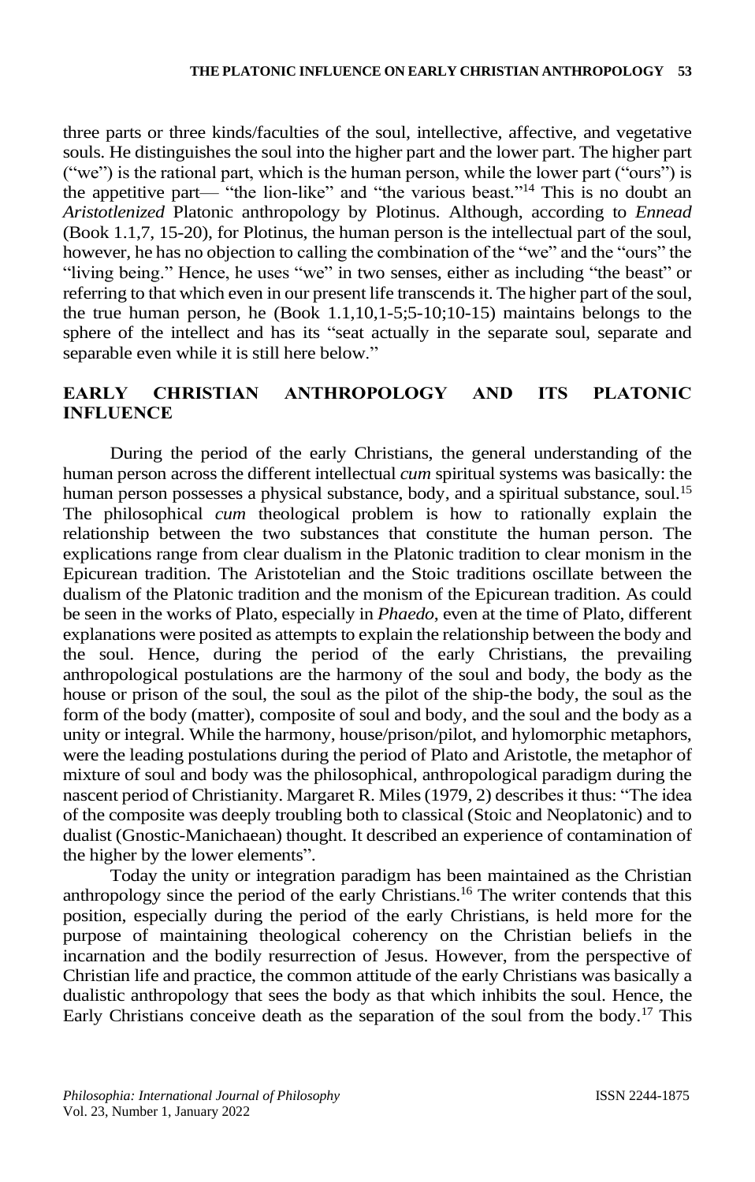three parts or three kinds/faculties of the soul, intellective, affective, and vegetative souls. He distinguishes the soul into the higher part and the lower part. The higher part ("we") is the rational part, which is the human person, while the lower part ("ours") is the appetitive part— "the lion-like" and "the various beast."[14] This is no doubt an *Aristotlenized* Platonic anthropology by Plotinus. Although, according to *Ennead* (Book 1.1,7, 15-20), for Plotinus, the human person is the intellectual part of the soul, however, he has no objection to calling the combination of the "we" and the "ours" the "living being." Hence, he uses "we" in two senses, either as including "the beast" or referring to that which even in our present life transcends it. The higher part of the soul, the true human person, he (Book 1.1,10,1-5;5-10;10-15) maintains belongs to the sphere of the intellect and has its "seat actually in the separate soul, separate and separable even while it is still here below."

## EARLY CHRISTIAN ANTHROPOLOGY AND ITS PLATONIC INFLUENCE

During the period of the early Christians, the general understanding of the human person across the different intellectual *cum* spiritual systems was basically: the human person possesses a physical substance, body, and a spiritual substance, soul.[15] The philosophical *cum* theological problem is how to rationally explain the relationship between the two substances that constitute the human person. The explications range from clear dualism in the Platonic tradition to clear monism in the Epicurean tradition. The Aristotelian and the Stoic traditions oscillate between the dualism of the Platonic tradition and the monism of the Epicurean tradition. As could be seen in the works of Plato, especially in *Phaedo*, even at the time of Plato, different explanations were posited as attempts to explain the relationship between the body and the soul. Hence, during the period of the early Christians, the prevailing anthropological postulations are the harmony of the soul and body, the body as the house or prison of the soul, the soul as the pilot of the ship-the body, the soul as the form of the body (matter), composite of soul and body, and the soul and the body as a unity or integral. While the harmony, house/prison/pilot, and hylomorphic metaphors, were the leading postulations during the period of Plato and Aristotle, the metaphor of mixture of soul and body was the philosophical, anthropological paradigm during the nascent period of Christianity. Margaret R. Miles (1979, 2) describes it thus: "The idea of the composite was deeply troubling both to classical (Stoic and Neoplatonic) and to dualist (Gnostic-Manichaean) thought. It described an experience of contamination of the higher by the lower elements".

Today the unity or integration paradigm has been maintained as the Christian anthropology since the period of the early Christians.[16] The writer contends that this position, especially during the period of the early Christians, is held more for the purpose of maintaining theological coherency on the Christian beliefs in the incarnation and the bodily resurrection of Jesus. However, from the perspective of Christian life and practice, the common attitude of the early Christians was basically a dualistic anthropology that sees the body as that which inhibits the soul. Hence, the Early Christians conceive death as the separation of the soul from the body.[17] This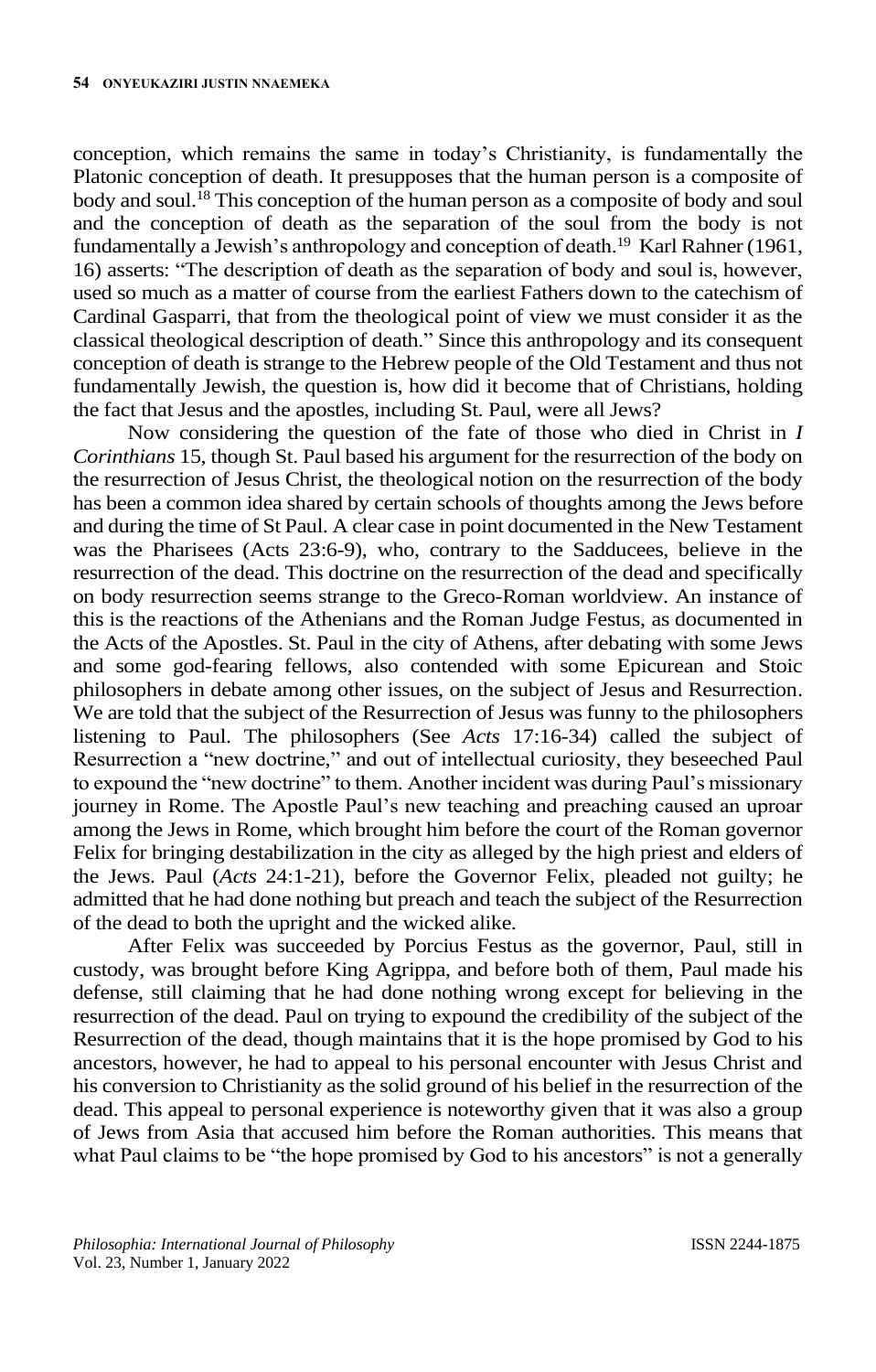conception, which remains the same in today's Christianity, is fundamentally the Platonic conception of death. It presupposes that the human person is a composite of body and soul.[18] This conception of the human person as a composite of body and soul and the conception of death as the separation of the soul from the body is not fundamentally a Jewish's anthropology and conception of death.[19] Karl Rahner (1961, 16) asserts: "The description of death as the separation of body and soul is, however, used so much as a matter of course from the earliest Fathers down to the catechism of Cardinal Gasparri, that from the theological point of view we must consider it as the classical theological description of death." Since this anthropology and its consequent conception of death is strange to the Hebrew people of the Old Testament and thus not fundamentally Jewish, the question is, how did it become that of Christians, holding the fact that Jesus and the apostles, including St. Paul, were all Jews?

Now considering the question of the fate of those who died in Christ in *I Corinthians* 15, though St. Paul based his argument for the resurrection of the body on the resurrection of Jesus Christ, the theological notion on the resurrection of the body has been a common idea shared by certain schools of thoughts among the Jews before and during the time of St Paul. A clear case in point documented in the New Testament was the Pharisees (Acts 23:6-9), who, contrary to the Sadducees, believe in the resurrection of the dead. This doctrine on the resurrection of the dead and specifically on body resurrection seems strange to the Greco-Roman worldview. An instance of this is the reactions of the Athenians and the Roman Judge Festus, as documented in the Acts of the Apostles. St. Paul in the city of Athens, after debating with some Jews and some god-fearing fellows, also contended with some Epicurean and Stoic philosophers in debate among other issues, on the subject of Jesus and Resurrection. We are told that the subject of the Resurrection of Jesus was funny to the philosophers listening to Paul. The philosophers (See *Acts* 17:16-34) called the subject of Resurrection a "new doctrine," and out of intellectual curiosity, they beseeched Paul to expound the "new doctrine" to them. Another incident was during Paul's missionary journey in Rome. The Apostle Paul's new teaching and preaching caused an uproar among the Jews in Rome, which brought him before the court of the Roman governor Felix for bringing destabilization in the city as alleged by the high priest and elders of the Jews. Paul (*Acts* 24:1-21), before the Governor Felix, pleaded not guilty; he admitted that he had done nothing but preach and teach the subject of the Resurrection of the dead to both the upright and the wicked alike.

After Felix was succeeded by Porcius Festus as the governor, Paul, still in custody, was brought before King Agrippa, and before both of them, Paul made his defense, still claiming that he had done nothing wrong except for believing in the resurrection of the dead. Paul on trying to expound the credibility of the subject of the Resurrection of the dead, though maintains that it is the hope promised by God to his ancestors, however, he had to appeal to his personal encounter with Jesus Christ and his conversion to Christianity as the solid ground of his belief in the resurrection of the dead. This appeal to personal experience is noteworthy given that it was also a group of Jews from Asia that accused him before the Roman authorities. This means that what Paul claims to be "the hope promised by God to his ancestors" is not a generally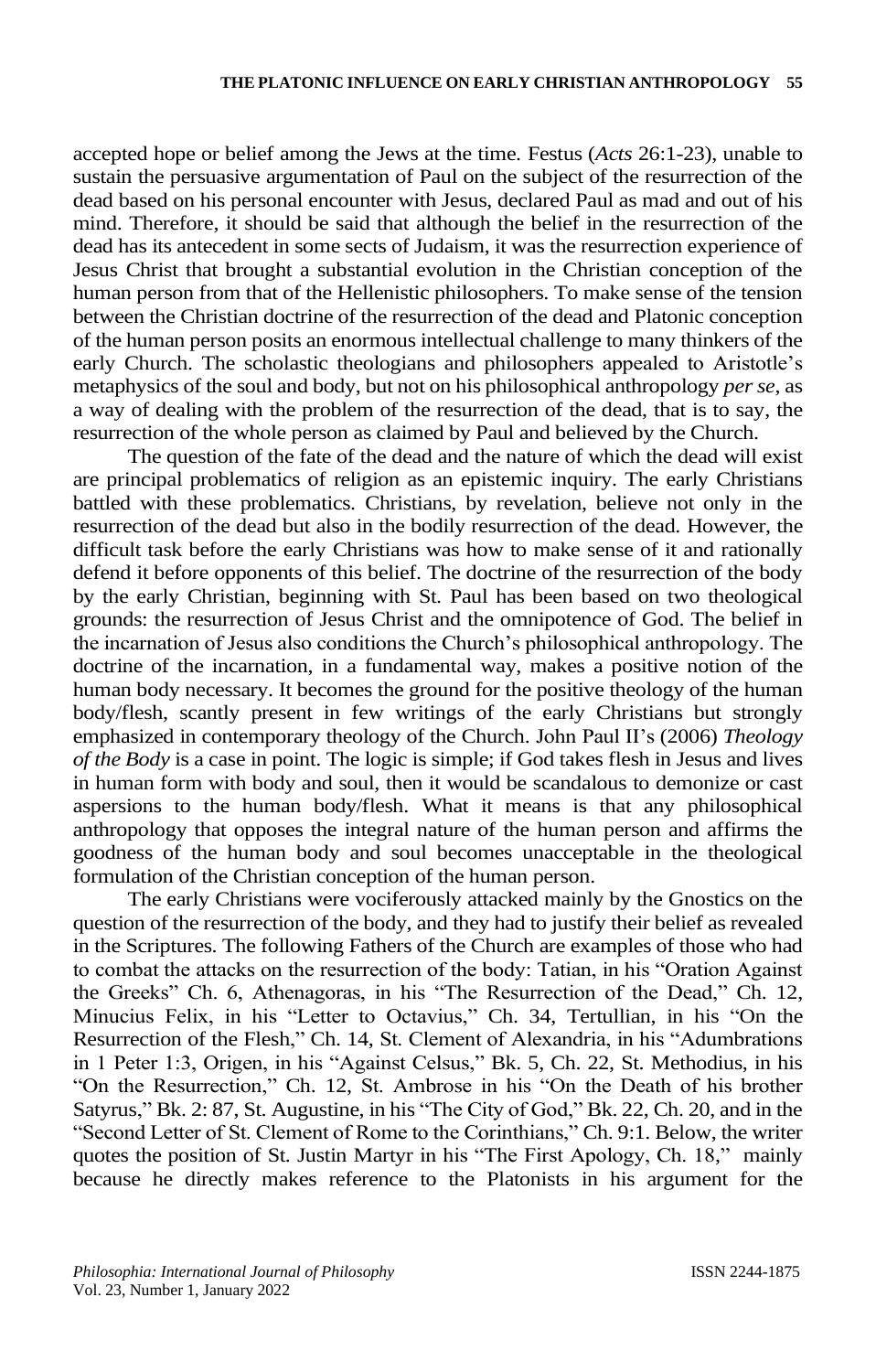accepted hope or belief among the Jews at the time. Festus (*Acts* 26:1-23), unable to sustain the persuasive argumentation of Paul on the subject of the resurrection of the dead based on his personal encounter with Jesus, declared Paul as mad and out of his mind. Therefore, it should be said that although the belief in the resurrection of the dead has its antecedent in some sects of Judaism, it was the resurrection experience of Jesus Christ that brought a substantial evolution in the Christian conception of the human person from that of the Hellenistic philosophers. To make sense of the tension between the Christian doctrine of the resurrection of the dead and Platonic conception of the human person posits an enormous intellectual challenge to many thinkers of the early Church. The scholastic theologians and philosophers appealed to Aristotle's metaphysics of the soul and body, but not on his philosophical anthropology *per se*, as a way of dealing with the problem of the resurrection of the dead, that is to say, the resurrection of the whole person as claimed by Paul and believed by the Church.

The question of the fate of the dead and the nature of which the dead will exist are principal problematics of religion as an epistemic inquiry. The early Christians battled with these problematics. Christians, by revelation, believe not only in the resurrection of the dead but also in the bodily resurrection of the dead. However, the difficult task before the early Christians was how to make sense of it and rationally defend it before opponents of this belief. The doctrine of the resurrection of the body by the early Christian, beginning with St. Paul has been based on two theological grounds: the resurrection of Jesus Christ and the omnipotence of God. The belief in the incarnation of Jesus also conditions the Church's philosophical anthropology. The doctrine of the incarnation, in a fundamental way, makes a positive notion of the human body necessary. It becomes the ground for the positive theology of the human body/flesh, scantly present in few writings of the early Christians but strongly emphasized in contemporary theology of the Church. John Paul II's (2006) *Theology of the Body* is a case in point. The logic is simple; if God takes flesh in Jesus and lives in human form with body and soul, then it would be scandalous to demonize or cast aspersions to the human body/flesh. What it means is that any philosophical anthropology that opposes the integral nature of the human person and affirms the goodness of the human body and soul becomes unacceptable in the theological formulation of the Christian conception of the human person.

The early Christians were vociferously attacked mainly by the Gnostics on the question of the resurrection of the body, and they had to justify their belief as revealed in the Scriptures. The following Fathers of the Church are examples of those who had to combat the attacks on the resurrection of the body: Tatian, in his "Oration Against the Greeks" Ch. 6, Athenagoras, in his "The Resurrection of the Dead," Ch. 12, Minucius Felix, in his "Letter to Octavius," Ch. 34, Tertullian, in his "On the Resurrection of the Flesh," Ch. 14, St. Clement of Alexandria, in his "Adumbrations in 1 Peter 1:3, Origen, in his "Against Celsus," Bk. 5, Ch. 22, St. Methodius, in his "On the Resurrection," Ch. 12, St. Ambrose in his "On the Death of his brother Satyrus," Bk. 2: 87, St. Augustine, in his "The City of God," Bk. 22, Ch. 20, and in the "Second Letter of St. Clement of Rome to the Corinthians," Ch. 9:1. Below, the writer quotes the position of St. Justin Martyr in his "The First Apology, Ch. 18," mainly because he directly makes reference to the Platonists in his argument for the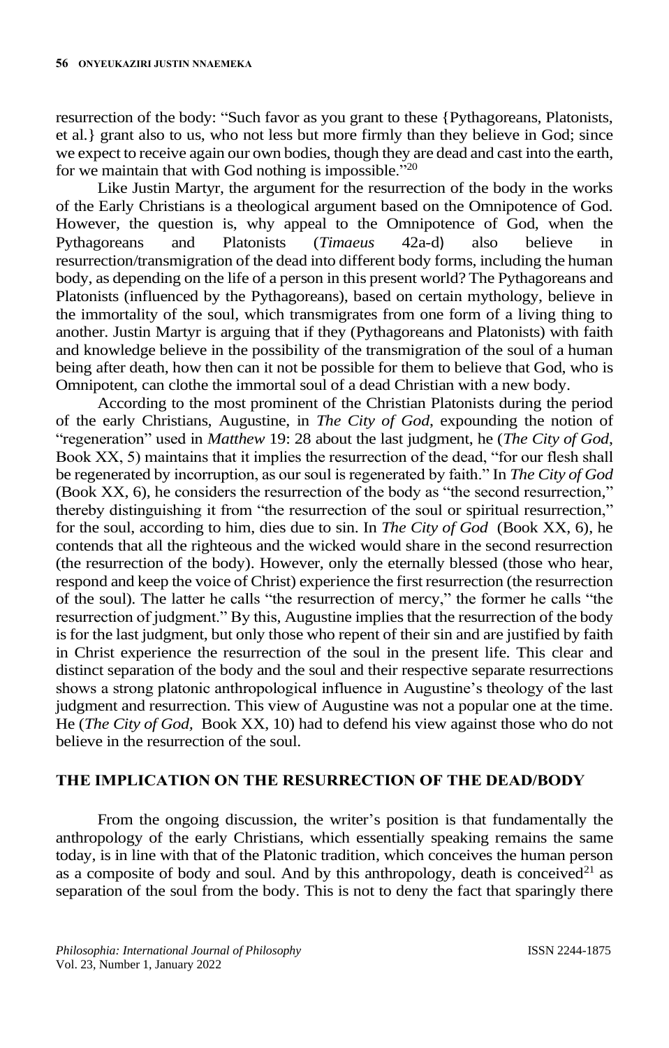resurrection of the body: "Such favor as you grant to these {Pythagoreans, Platonists, et al.} grant also to us, who not less but more firmly than they believe in God; since we expect to receive again our own bodies, though they are dead and cast into the earth, for we maintain that with God nothing is impossible."[20]

Like Justin Martyr, the argument for the resurrection of the body in the works of the Early Christians is a theological argument based on the Omnipotence of God. However, the question is, why appeal to the Omnipotence of God, when the Pythagoreans and Platonists (*Timaeus* 42a-d) also believe in resurrection/transmigration of the dead into different body forms, including the human body, as depending on the life of a person in this present world? The Pythagoreans and Platonists (influenced by the Pythagoreans), based on certain mythology, believe in the immortality of the soul, which transmigrates from one form of a living thing to another. Justin Martyr is arguing that if they (Pythagoreans and Platonists) with faith and knowledge believe in the possibility of the transmigration of the soul of a human being after death, how then can it not be possible for them to believe that God, who is Omnipotent, can clothe the immortal soul of a dead Christian with a new body.

According to the most prominent of the Christian Platonists during the period of the early Christians, Augustine, in *The City of God*, expounding the notion of "regeneration" used in *Matthew* 19: 28 about the last judgment, he (*The City of God*, Book XX, 5) maintains that it implies the resurrection of the dead, "for our flesh shall be regenerated by incorruption, as our soul is regenerated by faith." In *The City of God* (Book XX, 6), he considers the resurrection of the body as "the second resurrection," thereby distinguishing it from "the resurrection of the soul or spiritual resurrection," for the soul, according to him, dies due to sin. In *The City of God* (Book XX, 6), he contends that all the righteous and the wicked would share in the second resurrection (the resurrection of the body). However, only the eternally blessed (those who hear, respond and keep the voice of Christ) experience the first resurrection (the resurrection of the soul). The latter he calls "the resurrection of mercy," the former he calls "the resurrection of judgment." By this, Augustine implies that the resurrection of the body is for the last judgment, but only those who repent of their sin and are justified by faith in Christ experience the resurrection of the soul in the present life. This clear and distinct separation of the body and the soul and their respective separate resurrections shows a strong platonic anthropological influence in Augustine's theology of the last judgment and resurrection. This view of Augustine was not a popular one at the time. He (*The City of God*, Book XX, 10) had to defend his view against those who do not believe in the resurrection of the soul.

## THE IMPLICATION ON THE RESURRECTION OF THE DEAD/BODY

From the ongoing discussion, the writer's position is that fundamentally the anthropology of the early Christians, which essentially speaking remains the same today, is in line with that of the Platonic tradition, which conceives the human person as a composite of body and soul. And by this anthropology, death is conceived[21] as separation of the soul from the body. This is not to deny the fact that sparingly there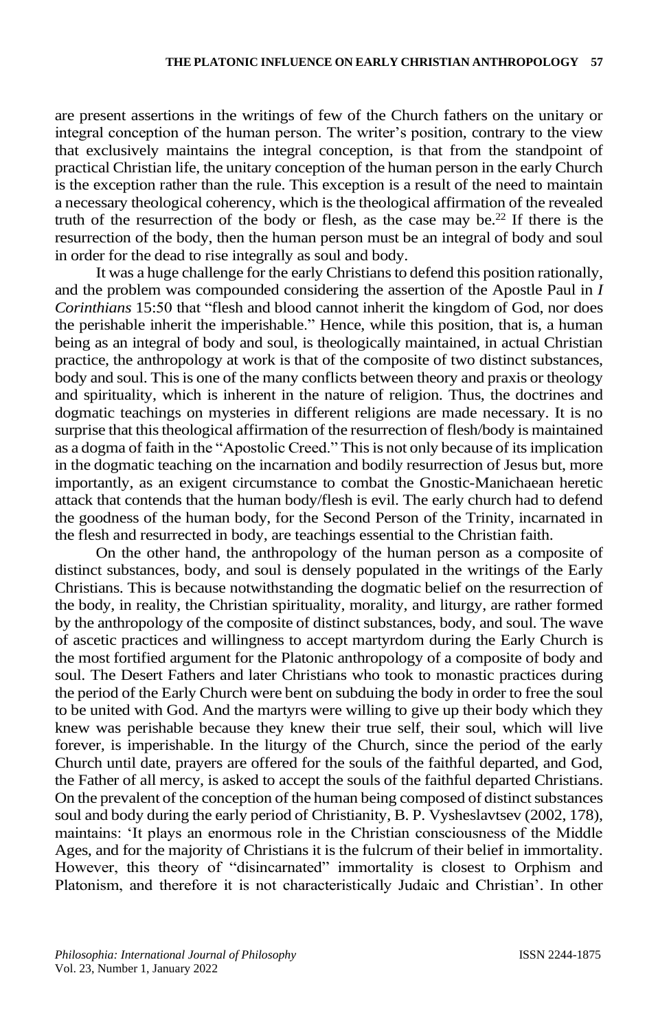are present assertions in the writings of few of the Church fathers on the unitary or integral conception of the human person. The writer's position, contrary to the view that exclusively maintains the integral conception, is that from the standpoint of practical Christian life, the unitary conception of the human person in the early Church is the exception rather than the rule. This exception is a result of the need to maintain a necessary theological coherency, which is the theological affirmation of the revealed truth of the resurrection of the body or flesh, as the case may be.[22] If there is the resurrection of the body, then the human person must be an integral of body and soul in order for the dead to rise integrally as soul and body.

It was a huge challenge for the early Christians to defend this position rationally, and the problem was compounded considering the assertion of the Apostle Paul in *I Corinthians* 15:50 that "flesh and blood cannot inherit the kingdom of God, nor does the perishable inherit the imperishable." Hence, while this position, that is, a human being as an integral of body and soul, is theologically maintained, in actual Christian practice, the anthropology at work is that of the composite of two distinct substances, body and soul. This is one of the many conflicts between theory and praxis or theology and spirituality, which is inherent in the nature of religion. Thus, the doctrines and dogmatic teachings on mysteries in different religions are made necessary. It is no surprise that this theological affirmation of the resurrection of flesh/body is maintained as a dogma of faith in the "Apostolic Creed." This is not only because of its implication in the dogmatic teaching on the incarnation and bodily resurrection of Jesus but, more importantly, as an exigent circumstance to combat the Gnostic-Manichaean heretic attack that contends that the human body/flesh is evil. The early church had to defend the goodness of the human body, for the Second Person of the Trinity, incarnated in the flesh and resurrected in body, are teachings essential to the Christian faith.

On the other hand, the anthropology of the human person as a composite of distinct substances, body, and soul is densely populated in the writings of the Early Christians. This is because notwithstanding the dogmatic belief on the resurrection of the body, in reality, the Christian spirituality, morality, and liturgy, are rather formed by the anthropology of the composite of distinct substances, body, and soul. The wave of ascetic practices and willingness to accept martyrdom during the Early Church is the most fortified argument for the Platonic anthropology of a composite of body and soul. The Desert Fathers and later Christians who took to monastic practices during the period of the Early Church were bent on subduing the body in order to free the soul to be united with God. And the martyrs were willing to give up their body which they knew was perishable because they knew their true self, their soul, which will live forever, is imperishable. In the liturgy of the Church, since the period of the early Church until date, prayers are offered for the souls of the faithful departed, and God, the Father of all mercy, is asked to accept the souls of the faithful departed Christians. On the prevalent of the conception of the human being composed of distinct substances soul and body during the early period of Christianity, B. P. Vysheslavtsev (2002, 178), maintains: 'It plays an enormous role in the Christian consciousness of the Middle Ages, and for the majority of Christians it is the fulcrum of their belief in immortality. However, this theory of "disincarnated" immortality is closest to Orphism and Platonism, and therefore it is not characteristically Judaic and Christian'. In other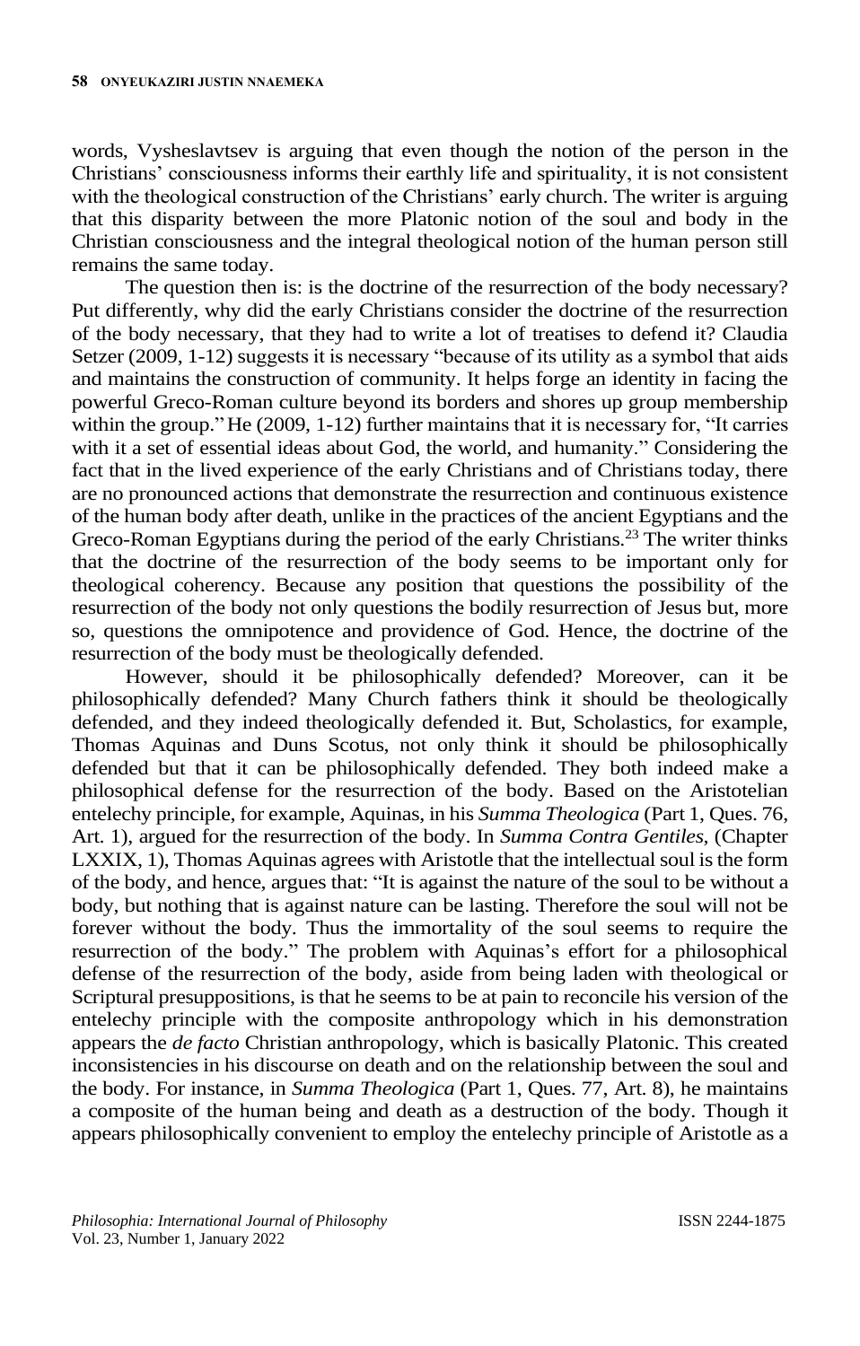words, Vysheslavtsev is arguing that even though the notion of the person in the Christians' consciousness informs their earthly life and spirituality, it is not consistent with the theological construction of the Christians' early church. The writer is arguing that this disparity between the more Platonic notion of the soul and body in the Christian consciousness and the integral theological notion of the human person still remains the same today.

The question then is: is the doctrine of the resurrection of the body necessary? Put differently, why did the early Christians consider the doctrine of the resurrection of the body necessary, that they had to write a lot of treatises to defend it? Claudia Setzer (2009, 1-12) suggests it is necessary "because of its utility as a symbol that aids and maintains the construction of community. It helps forge an identity in facing the powerful Greco-Roman culture beyond its borders and shores up group membership within the group." He (2009, 1-12) further maintains that it is necessary for, "It carries with it a set of essential ideas about God, the world, and humanity." Considering the fact that in the lived experience of the early Christians and of Christians today, there are no pronounced actions that demonstrate the resurrection and continuous existence of the human body after death, unlike in the practices of the ancient Egyptians and the Greco-Roman Egyptians during the period of the early Christians.[23] The writer thinks that the doctrine of the resurrection of the body seems to be important only for theological coherency. Because any position that questions the possibility of the resurrection of the body not only questions the bodily resurrection of Jesus but, more so, questions the omnipotence and providence of God. Hence, the doctrine of the resurrection of the body must be theologically defended.

However, should it be philosophically defended? Moreover, can it be philosophically defended? Many Church fathers think it should be theologically defended, and they indeed theologically defended it. But, Scholastics, for example, Thomas Aquinas and Duns Scotus, not only think it should be philosophically defended but that it can be philosophically defended. They both indeed make a philosophical defense for the resurrection of the body. Based on the Aristotelian entelechy principle, for example, Aquinas, in his *Summa Theologica* (Part 1, Ques. 76, Art. 1), argued for the resurrection of the body. In *Summa Contra Gentiles*, (Chapter LXXIX, 1), Thomas Aquinas agrees with Aristotle that the intellectual soul is the form of the body, and hence, argues that: "It is against the nature of the soul to be without a body, but nothing that is against nature can be lasting. Therefore the soul will not be forever without the body. Thus the immortality of the soul seems to require the resurrection of the body." The problem with Aquinas's effort for a philosophical defense of the resurrection of the body, aside from being laden with theological or Scriptural presuppositions, is that he seems to be at pain to reconcile his version of the entelechy principle with the composite anthropology which in his demonstration appears the *de facto* Christian anthropology, which is basically Platonic. This created inconsistencies in his discourse on death and on the relationship between the soul and the body. For instance, in *Summa Theologica* (Part 1, Ques. 77, Art. 8), he maintains a composite of the human being and death as a destruction of the body. Though it appears philosophically convenient to employ the entelechy principle of Aristotle as a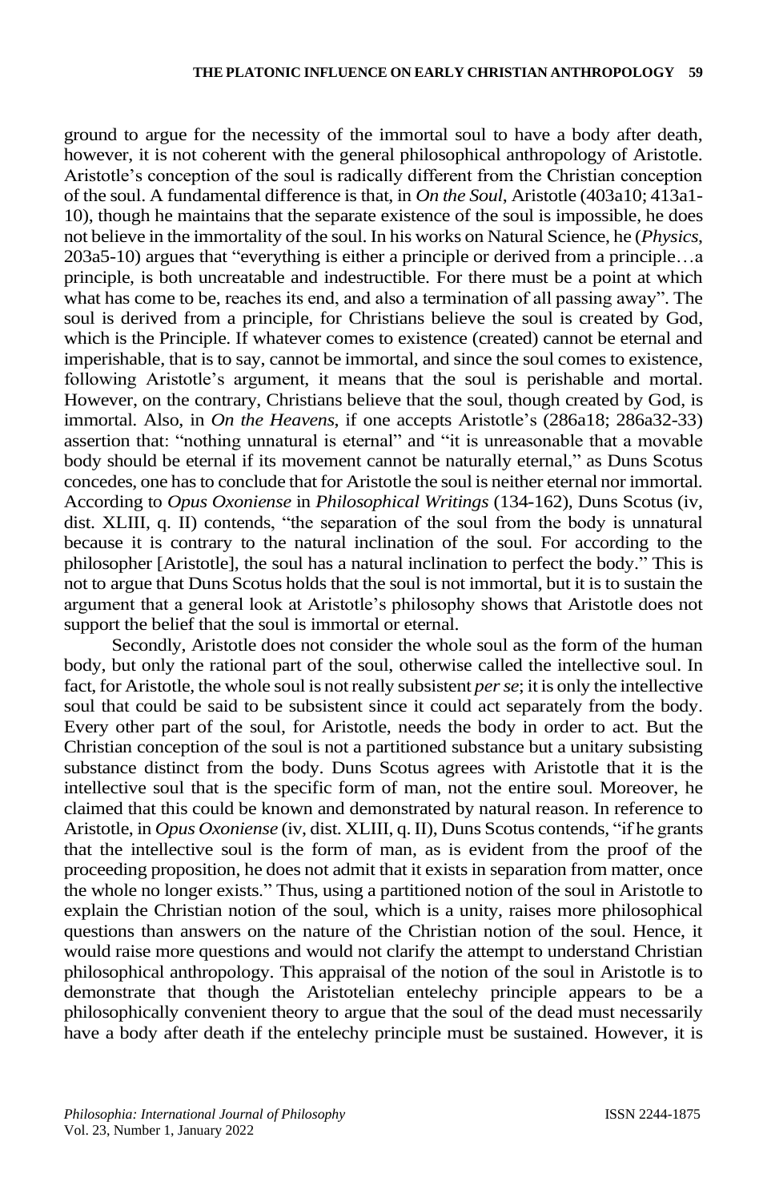ground to argue for the necessity of the immortal soul to have a body after death, however, it is not coherent with the general philosophical anthropology of Aristotle. Aristotle's conception of the soul is radically different from the Christian conception of the soul. A fundamental difference is that, in *On the Soul*, Aristotle (403a10; 413a1-10), though he maintains that the separate existence of the soul is impossible, he does not believe in the immortality of the soul. In his works on Natural Science, he (*Physics*, 203a5-10) argues that "everything is either a principle or derived from a principle…a principle, is both uncreatable and indestructible. For there must be a point at which what has come to be, reaches its end, and also a termination of all passing away". The soul is derived from a principle, for Christians believe the soul is created by God, which is the Principle. If whatever comes to existence (created) cannot be eternal and imperishable, that is to say, cannot be immortal, and since the soul comes to existence, following Aristotle's argument, it means that the soul is perishable and mortal. However, on the contrary, Christians believe that the soul, though created by God, is immortal. Also, in *On the Heavens*, if one accepts Aristotle's (286a18; 286a32-33) assertion that: "nothing unnatural is eternal" and "it is unreasonable that a movable body should be eternal if its movement cannot be naturally eternal," as Duns Scotus concedes, one has to conclude that for Aristotle the soul is neither eternal nor immortal. According to *Opus Oxoniense* in *Philosophical Writings* (134-162), Duns Scotus (iv, dist. XLIII, q. II) contends, "the separation of the soul from the body is unnatural because it is contrary to the natural inclination of the soul. For according to the philosopher [Aristotle], the soul has a natural inclination to perfect the body." This is not to argue that Duns Scotus holds that the soul is not immortal, but it is to sustain the argument that a general look at Aristotle's philosophy shows that Aristotle does not support the belief that the soul is immortal or eternal.

Secondly, Aristotle does not consider the whole soul as the form of the human body, but only the rational part of the soul, otherwise called the intellective soul. In fact, for Aristotle, the whole soul is not really subsistent *per se*; it is only the intellective soul that could be said to be subsistent since it could act separately from the body. Every other part of the soul, for Aristotle, needs the body in order to act. But the Christian conception of the soul is not a partitioned substance but a unitary subsisting substance distinct from the body. Duns Scotus agrees with Aristotle that it is the intellective soul that is the specific form of man, not the entire soul. Moreover, he claimed that this could be known and demonstrated by natural reason. In reference to Aristotle, in *Opus Oxoniense* (iv, dist. XLIII, q. II), Duns Scotus contends, "if he grants that the intellective soul is the form of man, as is evident from the proof of the proceeding proposition, he does not admit that it exists in separation from matter, once the whole no longer exists." Thus, using a partitioned notion of the soul in Aristotle to explain the Christian notion of the soul, which is a unity, raises more philosophical questions than answers on the nature of the Christian notion of the soul. Hence, it would raise more questions and would not clarify the attempt to understand Christian philosophical anthropology. This appraisal of the notion of the soul in Aristotle is to demonstrate that though the Aristotelian entelechy principle appears to be a philosophically convenient theory to argue that the soul of the dead must necessarily have a body after death if the entelechy principle must be sustained. However, it is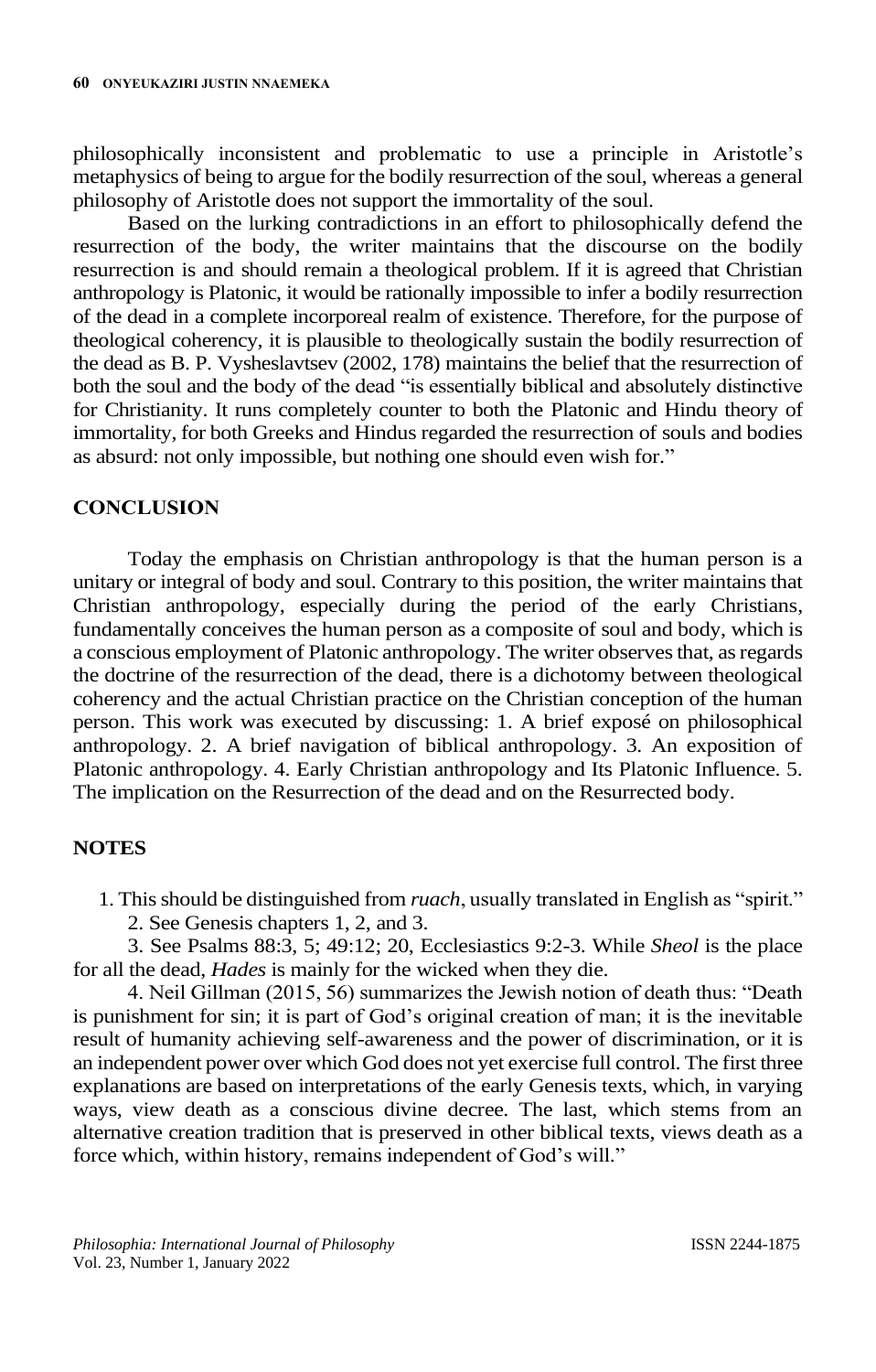philosophically inconsistent and problematic to use a principle in Aristotle's metaphysics of being to argue for the bodily resurrection of the soul, whereas a general philosophy of Aristotle does not support the immortality of the soul.

Based on the lurking contradictions in an effort to philosophically defend the resurrection of the body, the writer maintains that the discourse on the bodily resurrection is and should remain a theological problem. If it is agreed that Christian anthropology is Platonic, it would be rationally impossible to infer a bodily resurrection of the dead in a complete incorporeal realm of existence. Therefore, for the purpose of theological coherency, it is plausible to theologically sustain the bodily resurrection of the dead as B. P. Vysheslavtsev (2002, 178) maintains the belief that the resurrection of both the soul and the body of the dead "is essentially biblical and absolutely distinctive for Christianity. It runs completely counter to both the Platonic and Hindu theory of immortality, for both Greeks and Hindus regarded the resurrection of souls and bodies as absurd: not only impossible, but nothing one should even wish for."

## CONCLUSION

Today the emphasis on Christian anthropology is that the human person is a unitary or integral of body and soul. Contrary to this position, the writer maintains that Christian anthropology, especially during the period of the early Christians, fundamentally conceives the human person as a composite of soul and body, which is a conscious employment of Platonic anthropology. The writer observes that, as regards the doctrine of the resurrection of the dead, there is a dichotomy between theological coherency and the actual Christian practice on the Christian conception of the human person. This work was executed by discussing: 1. A brief exposé on philosophical anthropology. 2. A brief navigation of biblical anthropology. 3. An exposition of Platonic anthropology. 4. Early Christian anthropology and Its Platonic Influence. 5. The implication on the Resurrection of the dead and on the Resurrected body.

## NOTES

1. This should be distinguished from *ruach*, usually translated in English as "spirit."

2. See Genesis chapters 1, 2, and 3.

3. See Psalms 88:3, 5; 49:12; 20, Ecclesiastics 9:2-3. While *Sheol* is the place for all the dead, *Hades* is mainly for the wicked when they die.

4. Neil Gillman (2015, 56) summarizes the Jewish notion of death thus: "Death is punishment for sin; it is part of God's original creation of man; it is the inevitable result of humanity achieving self-awareness and the power of discrimination, or it is an independent power over which God does not yet exercise full control. The first three explanations are based on interpretations of the early Genesis texts, which, in varying ways, view death as a conscious divine decree. The last, which stems from an alternative creation tradition that is preserved in other biblical texts, views death as a force which, within history, remains independent of God's will."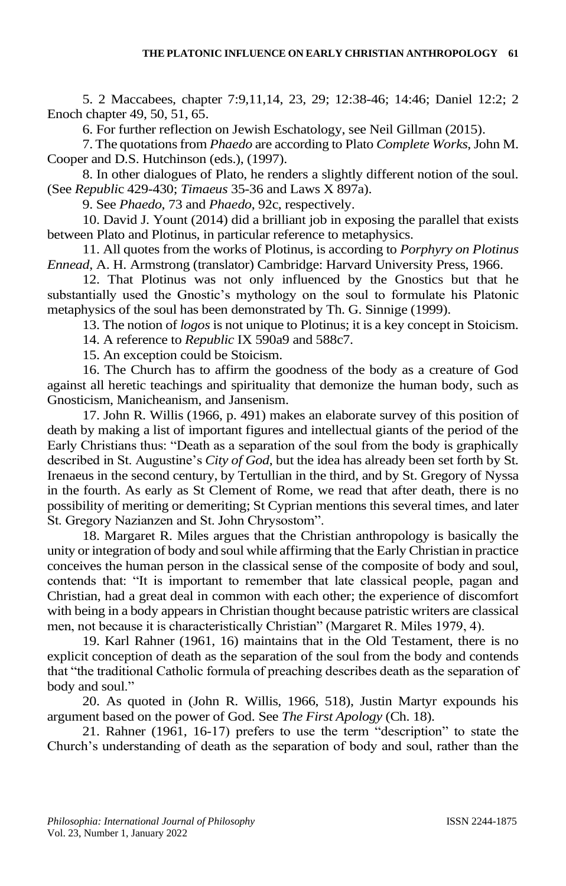5. 2 Maccabees, chapter 7:9,11,14, 23, 29; 12:38-46; 14:46; Daniel 12:2; 2 Enoch chapter 49, 50, 51, 65.

6. For further reflection on Jewish Eschatology, see Neil Gillman (2015).

7. The quotations from *Phaedo* are according to Plato *Complete Works*, John M. Cooper and D.S. Hutchinson (eds.), (1997).

8. In other dialogues of Plato, he renders a slightly different notion of the soul. (See *Republic* 429-430; *Timaeus* 35-36 and Laws X 897a).

9. See *Phaedo*, 73 and *Phaedo*, 92c, respectively.

10. David J. Yount (2014) did a brilliant job in exposing the parallel that exists between Plato and Plotinus, in particular reference to metaphysics.

11. All quotes from the works of Plotinus, is according to *Porphyry on Plotinus Ennead*, A. H. Armstrong (translator) Cambridge: Harvard University Press, 1966.

12. That Plotinus was not only influenced by the Gnostics but that he substantially used the Gnostic's mythology on the soul to formulate his Platonic metaphysics of the soul has been demonstrated by Th. G. Sinnige (1999).

13. The notion of *logos* is not unique to Plotinus; it is a key concept in Stoicism.

14. A reference to *Republic* IX 590a9 and 588c7.

15. An exception could be Stoicism.

16. The Church has to affirm the goodness of the body as a creature of God against all heretic teachings and spirituality that demonize the human body, such as Gnosticism, Manicheanism, and Jansenism.

17. John R. Willis (1966, p. 491) makes an elaborate survey of this position of death by making a list of important figures and intellectual giants of the period of the Early Christians thus: "Death as a separation of the soul from the body is graphically described in St. Augustine's *City of God*, but the idea has already been set forth by St. Irenaeus in the second century, by Tertullian in the third, and by St. Gregory of Nyssa in the fourth. As early as St Clement of Rome, we read that after death, there is no possibility of meriting or demeriting; St Cyprian mentions this several times, and later St. Gregory Nazianzen and St. John Chrysostom".

18. Margaret R. Miles argues that the Christian anthropology is basically the unity or integration of body and soul while affirming that the Early Christian in practice conceives the human person in the classical sense of the composite of body and soul, contends that: "It is important to remember that late classical people, pagan and Christian, had a great deal in common with each other; the experience of discomfort with being in a body appears in Christian thought because patristic writers are classical men, not because it is characteristically Christian" (Margaret R. Miles 1979, 4).

19. Karl Rahner (1961, 16) maintains that in the Old Testament, there is no explicit conception of death as the separation of the soul from the body and contends that "the traditional Catholic formula of preaching describes death as the separation of body and soul."

20. As quoted in (John R. Willis, 1966, 518), Justin Martyr expounds his argument based on the power of God. See *The First Apology* (Ch. 18).

21. Rahner (1961, 16-17) prefers to use the term "description" to state the Church's understanding of death as the separation of body and soul, rather than the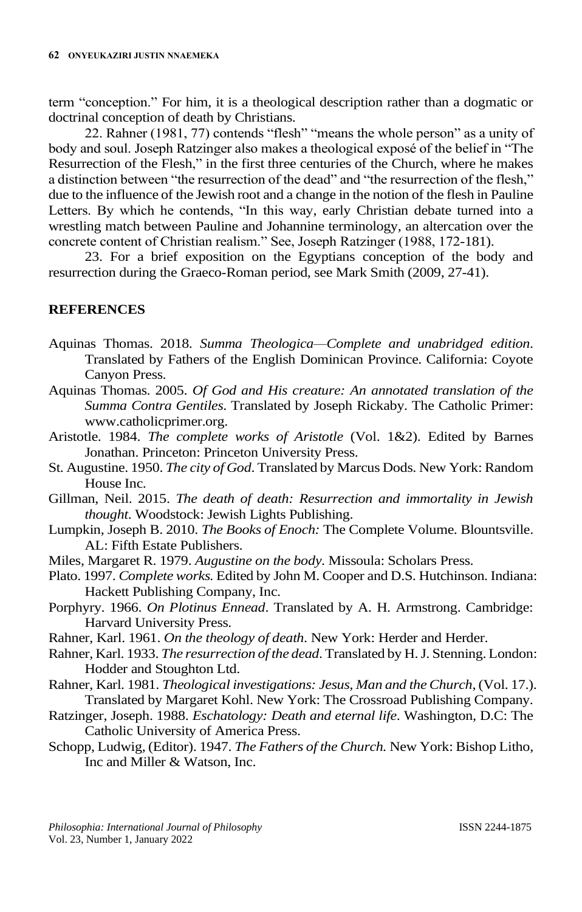term "conception." For him, it is a theological description rather than a dogmatic or doctrinal conception of death by Christians.

22. Rahner (1981, 77) contends "flesh" "means the whole person" as a unity of body and soul. Joseph Ratzinger also makes a theological exposé of the belief in "The Resurrection of the Flesh," in the first three centuries of the Church, where he makes a distinction between "the resurrection of the dead" and "the resurrection of the flesh," due to the influence of the Jewish root and a change in the notion of the flesh in Pauline Letters. By which he contends, "In this way, early Christian debate turned into a wrestling match between Pauline and Johannine terminology, an altercation over the concrete content of Christian realism." See, Joseph Ratzinger (1988, 172-181).

23. For a brief exposition on the Egyptians conception of the body and resurrection during the Graeco-Roman period, see Mark Smith (2009, 27-41).

## REFERENCES

Aquinas Thomas. 2018. *Summa Theologica—Complete and unabridged edition*. Translated by Fathers of the English Dominican Province. California: Coyote Canyon Press.

Aquinas Thomas. 2005. *Of God and His creature: An annotated translation of the Summa Contra Gentiles*. Translated by Joseph Rickaby. The Catholic Primer: www.catholicprimer.org.

Aristotle. 1984. *The complete works of Aristotle* (Vol. 1&2). Edited by Barnes Jonathan. Princeton: Princeton University Press.

St. Augustine. 1950. *The city of God*. Translated by Marcus Dods. New York: Random House Inc.

Gillman, Neil. 2015. *The death of death: Resurrection and immortality in Jewish thought*. Woodstock: Jewish Lights Publishing.

Lumpkin, Joseph B. 2010. *The Books of Enoch:* The Complete Volume. Blountsville. AL: Fifth Estate Publishers.

Miles, Margaret R. 1979. *Augustine on the body*. Missoula: Scholars Press.

Plato. 1997. *Complete works*. Edited by John M. Cooper and D.S. Hutchinson. Indiana: Hackett Publishing Company, Inc.

Porphyry. 1966. *On Plotinus Ennead*. Translated by A. H. Armstrong. Cambridge: Harvard University Press.

Rahner, Karl. 1961. *On the theology of death*. New York: Herder and Herder.

Rahner, Karl. 1933. *The resurrection of the dead*. Translated by H. J. Stenning. London: Hodder and Stoughton Ltd.

Rahner, Karl. 1981. *Theological investigations: Jesus, Man and the Church*, (Vol. 17.). Translated by Margaret Kohl. New York: The Crossroad Publishing Company.

Ratzinger, Joseph. 1988. *Eschatology: Death and eternal life*. Washington, D.C: The Catholic University of America Press.

Schopp, Ludwig, (Editor). 1947. *The Fathers of the Church*. New York: Bishop Litho, Inc and Miller & Watson, Inc.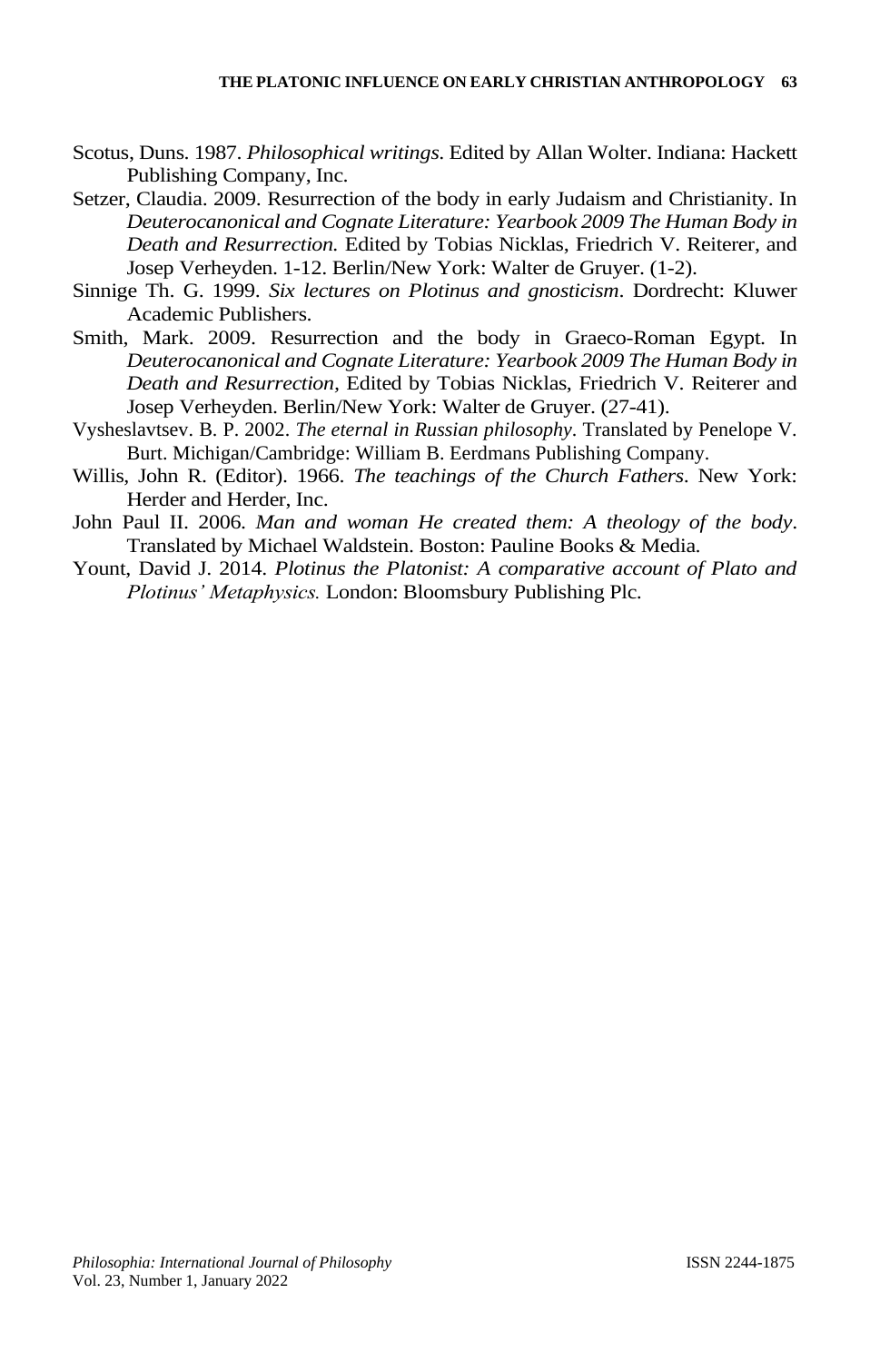Scotus, Duns. 1987. *Philosophical writings*. Edited by Allan Wolter. Indiana: Hackett Publishing Company, Inc.

Setzer, Claudia. 2009. Resurrection of the body in early Judaism and Christianity. In *Deuterocanonical and Cognate Literature: Yearbook 2009 The Human Body in Death and Resurrection.* Edited by Tobias Nicklas, Friedrich V. Reiterer, and Josep Verheyden. 1-12. Berlin/New York: Walter de Gruyer. (1-2).

Sinnige Th. G. 1999. *Six lectures on Plotinus and gnosticism*. Dordrecht: Kluwer Academic Publishers.

Smith, Mark. 2009. Resurrection and the body in Graeco-Roman Egypt. In *Deuterocanonical and Cognate Literature: Yearbook 2009 The Human Body in Death and Resurrection*, Edited by Tobias Nicklas, Friedrich V. Reiterer and Josep Verheyden. Berlin/New York: Walter de Gruyer. (27-41).

Vysheslavtsev. B. P. 2002. *The eternal in Russian philosophy*. Translated by Penelope V. Burt. Michigan/Cambridge: William B. Eerdmans Publishing Company.

Willis, John R. (Editor). 1966. *The teachings of the Church Fathers*. New York: Herder and Herder, Inc.

John Paul II. 2006. *Man and woman He created them: A theology of the body*. Translated by Michael Waldstein. Boston: Pauline Books & Media.

Yount, David J. 2014. *Plotinus the Platonist: A comparative account of Plato and Plotinus' Metaphysics.* London: Bloomsbury Publishing Plc.